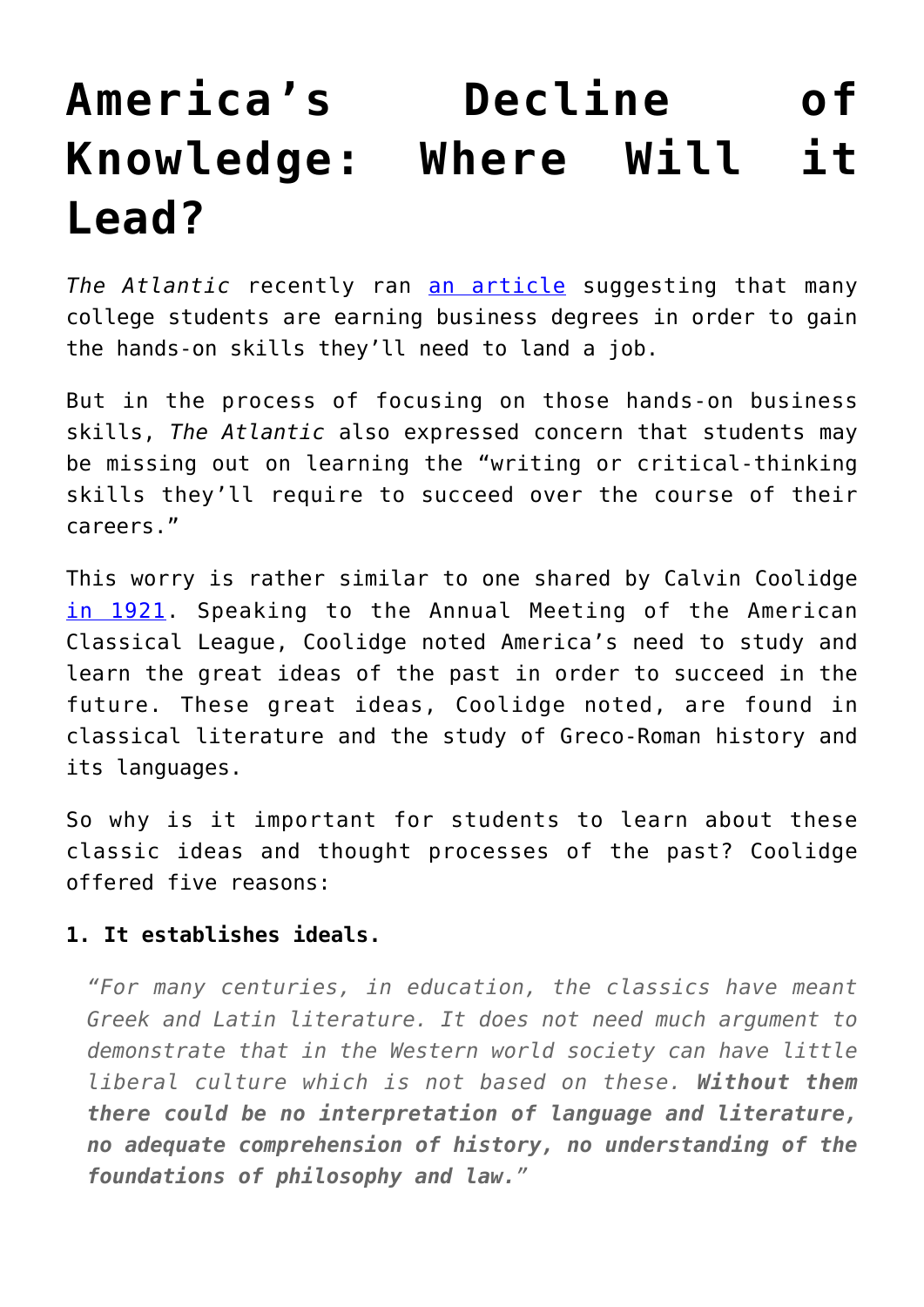# America's Decline of Knowledge: Where Will it Lead?

*The Atlantic* recently ran an article suggesting that many college students are earning business degrees in order to gain the hands-on skills they'll need to land a job.

But in the process of focusing on those hands-on business skills, *The Atlantic* also expressed concern that students may be missing out on learning the "writing or critical-thinking skills they'll require to succeed over the course of their careers."

This worry is rather similar to one shared by Calvin Coolidge in 1921. Speaking to the Annual Meeting of the American Classical League, Coolidge noted America's need to study and learn the great ideas of the past in order to succeed in the future. These great ideas, Coolidge noted, are found in classical literature and the study of Greco-Roman history and its languages.

So why is it important for students to learn about these classic ideas and thought processes of the past? Coolidge offered five reasons:

**1. It establishes ideals.**

> *"For many centuries, in education, the classics have meant Greek and Latin literature. It does not need much argument to demonstrate that in the Western world society can have little liberal culture which is not based on these.* ***Without them there could be no interpretation of language and literature, no adequate comprehension of history, no understanding of the foundations of philosophy and law."***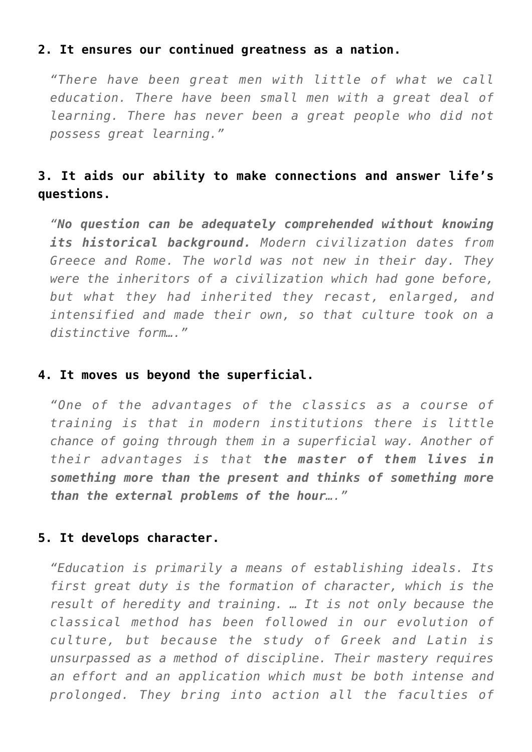**2. It ensures our continued greatness as a nation.**

> *"There have been great men with little of what we call education. There have been small men with a great deal of learning. There has never been a great people who did not possess great learning."*

### 3. It aids our ability to make connections and answer life's questions.

> *"**No question can be adequately comprehended without knowing its historical background.** Modern civilization dates from Greece and Rome. The world was not new in their day. They were the inheritors of a civilization which had gone before, but what they had inherited they recast, enlarged, and intensified and made their own, so that culture took on a distinctive form…."*

**4. It moves us beyond the superficial.**

> *"One of the advantages of the classics as a course of training is that in modern institutions there is little chance of going through them in a superficial way. Another of their advantages is that **the master of them lives in something more than the present and thinks of something more than the external problems of the hour….**"*

**5. It develops character.**

> *"Education is primarily a means of establishing ideals. Its first great duty is the formation of character, which is the result of heredity and training. … It is not only because the classical method has been followed in our evolution of culture, but because the study of Greek and Latin is unsurpassed as a method of discipline. Their mastery requires an effort and an application which must be both intense and prolonged. They bring into action all the faculties of*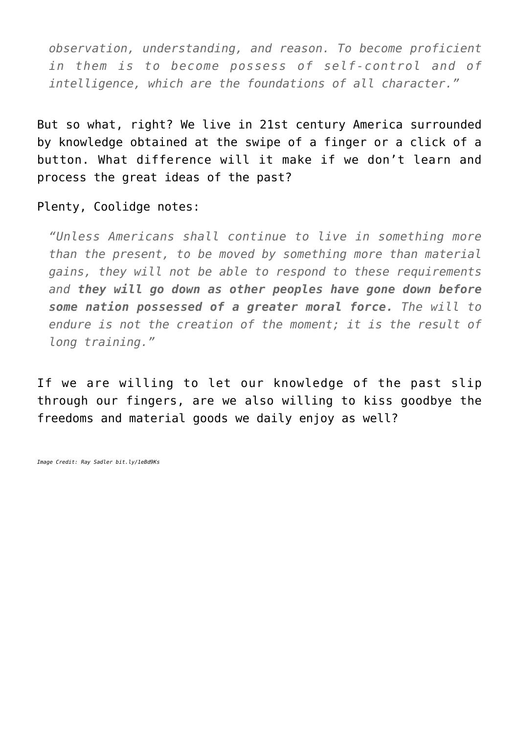> *observation, understanding, and reason. To become proficient in them is to become possess of self-control and of intelligence, which are the foundations of all character."*

But so what, right? We live in 21st century America surrounded by knowledge obtained at the swipe of a finger or a click of a button. What difference will it make if we don't learn and process the great ideas of the past?

Plenty, Coolidge notes:

> *"Unless Americans shall continue to live in something more than the present, to be moved by something more than material gains, they will not be able to respond to these requirements and* ***they will go down as other peoples have gone down before some nation possessed of a greater moral force.*** *The will to endure is not the creation of the moment; it is the result of long training."*

If we are willing to let our knowledge of the past slip through our fingers, are we also willing to kiss goodbye the freedoms and material goods we daily enjoy as well?

*Image Credit: Ray Sadler bit.ly/1eBd9Ks*